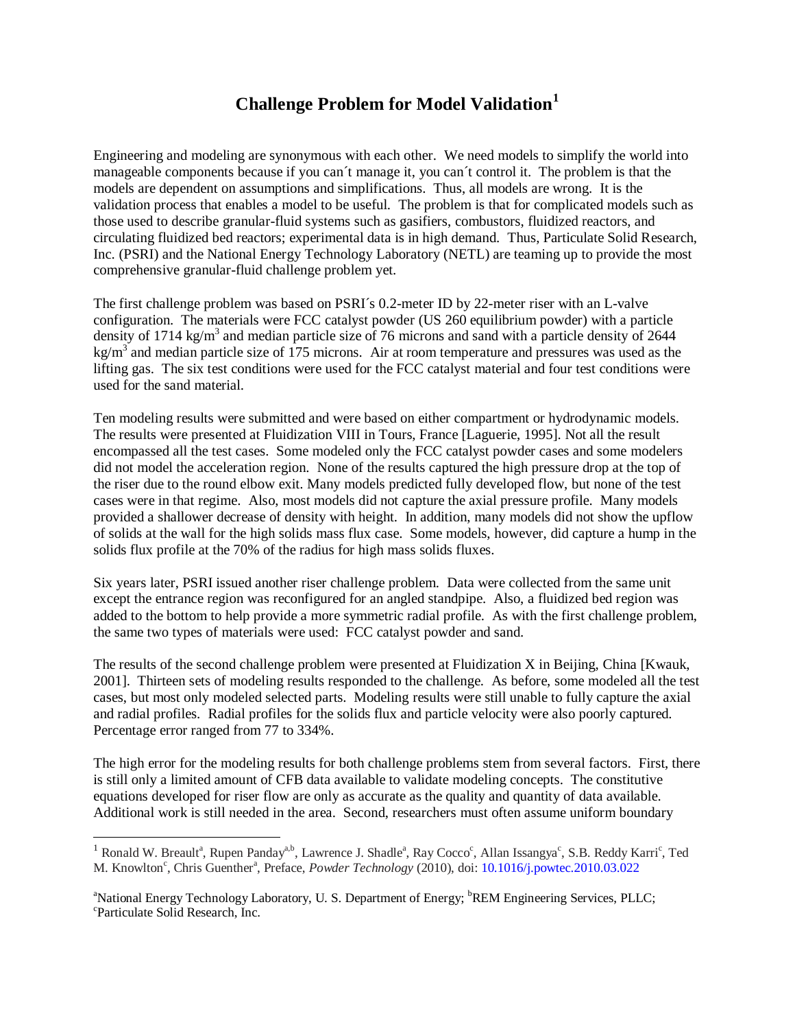# Challenge Problem for Model Validation[1]

Engineering and modeling are synonymous with each other. We need models to simplify the world into manageable components because if you can´t manage it, you can´t control it. The problem is that the models are dependent on assumptions and simplifications. Thus, all models are wrong. It is the validation process that enables a model to be useful. The problem is that for complicated models such as those used to describe granular-fluid systems such as gasifiers, combustors, fluidized reactors, and circulating fluidized bed reactors; experimental data is in high demand. Thus, Particulate Solid Research, Inc. (PSRI) and the National Energy Technology Laboratory (NETL) are teaming up to provide the most comprehensive granular-fluid challenge problem yet.

The first challenge problem was based on PSRI´s 0.2-meter ID by 22-meter riser with an L-valve configuration. The materials were FCC catalyst powder (US 260 equilibrium powder) with a particle density of 1714 $kg/m^3$ and median particle size of 76 microns and sand with a particle density of 2644 $kg/m^3$ and median particle size of 175 microns. Air at room temperature and pressures was used as the lifting gas. The six test conditions were used for the FCC catalyst material and four test conditions were used for the sand material.

Ten modeling results were submitted and were based on either compartment or hydrodynamic models. The results were presented at Fluidization VIII in Tours, France [Laguerie, 1995]. Not all the result encompassed all the test cases. Some modeled only the FCC catalyst powder cases and some modelers did not model the acceleration region. None of the results captured the high pressure drop at the top of the riser due to the round elbow exit. Many models predicted fully developed flow, but none of the test cases were in that regime. Also, most models did not capture the axial pressure profile. Many models provided a shallower decrease of density with height. In addition, many models did not show the upflow of solids at the wall for the high solids mass flux case. Some models, however, did capture a hump in the solids flux profile at the 70% of the radius for high mass solids fluxes.

Six years later, PSRI issued another riser challenge problem. Data were collected from the same unit except the entrance region was reconfigured for an angled standpipe. Also, a fluidized bed region was added to the bottom to help provide a more symmetric radial profile. As with the first challenge problem, the same two types of materials were used: FCC catalyst powder and sand.

The results of the second challenge problem were presented at Fluidization X in Beijing, China [Kwauk, 2001]. Thirteen sets of modeling results responded to the challenge. As before, some modeled all the test cases, but most only modeled selected parts. Modeling results were still unable to fully capture the axial and radial profiles. Radial profiles for the solids flux and particle velocity were also poorly captured. Percentage error ranged from 77 to 334%.

The high error for the modeling results for both challenge problems stem from several factors. First, there is still only a limited amount of CFB data available to validate modeling concepts. The constitutive equations developed for riser flow are only as accurate as the quality and quantity of data available. Additional work is still needed in the area. Second, researchers must often assume uniform boundary

---

[1] Ronald W. Breault[a], Rupen Panday[a,b], Lawrence J. Shadle[a], Ray Cocco[c], Allan Issangya[c], S.B. Reddy Karri[c], Ted M. Knowlton[c], Chris Guenther[a], Preface, *Powder Technology* (2010), doi: 10.1016/j.powtec.2010.03.022

[a]National Energy Technology Laboratory, U. S. Department of Energy; [b]REM Engineering Services, PLLC; [c]Particulate Solid Research, Inc.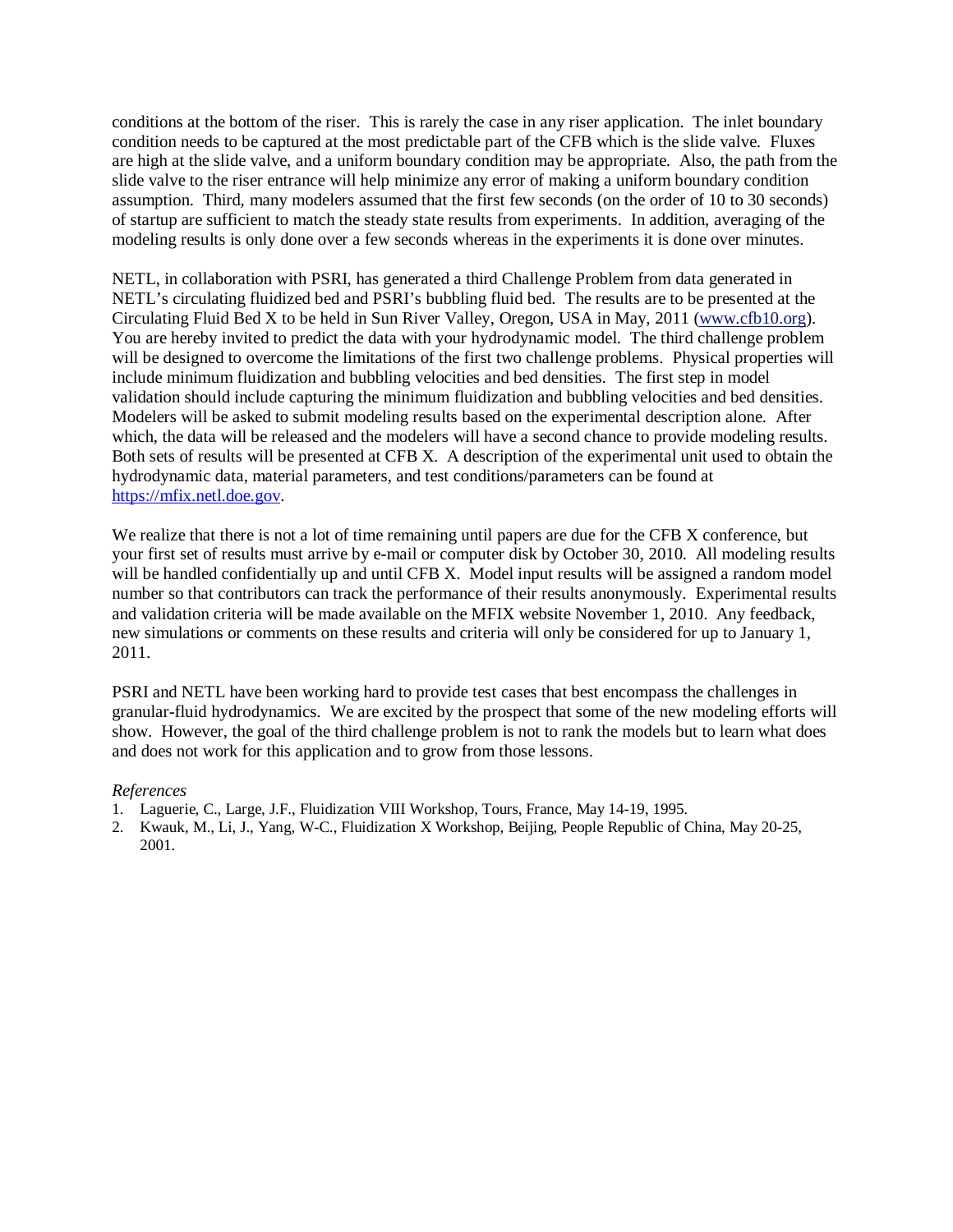conditions at the bottom of the riser. This is rarely the case in any riser application. The inlet boundary condition needs to be captured at the most predictable part of the CFB which is the slide valve. Fluxes are high at the slide valve, and a uniform boundary condition may be appropriate. Also, the path from the slide valve to the riser entrance will help minimize any error of making a uniform boundary condition assumption. Third, many modelers assumed that the first few seconds (on the order of 10 to 30 seconds) of startup are sufficient to match the steady state results from experiments. In addition, averaging of the modeling results is only done over a few seconds whereas in the experiments it is done over minutes.

NETL, in collaboration with PSRI, has generated a third Challenge Problem from data generated in NETL's circulating fluidized bed and PSRI's bubbling fluid bed. The results are to be presented at the Circulating Fluid Bed X to be held in Sun River Valley, Oregon, USA in May, 2011 ([www.cfb10.org](http://www.cfb10.org)). You are hereby invited to predict the data with your hydrodynamic model. The third challenge problem will be designed to overcome the limitations of the first two challenge problems. Physical properties will include minimum fluidization and bubbling velocities and bed densities. The first step in model validation should include capturing the minimum fluidization and bubbling velocities and bed densities. Modelers will be asked to submit modeling results based on the experimental description alone. After which, the data will be released and the modelers will have a second chance to provide modeling results. Both sets of results will be presented at CFB X. A description of the experimental unit used to obtain the hydrodynamic data, material parameters, and test conditions/parameters can be found at [https://mfix.netl.doe.gov](https://mfix.netl.doe.gov).

We realize that there is not a lot of time remaining until papers are due for the CFB X conference, but your first set of results must arrive by e-mail or computer disk by October 30, 2010. All modeling results will be handled confidentially up and until CFB X. Model input results will be assigned a random model number so that contributors can track the performance of their results anonymously. Experimental results and validation criteria will be made available on the MFIX website November 1, 2010. Any feedback, new simulations or comments on these results and criteria will only be considered for up to January 1, 2011.

PSRI and NETL have been working hard to provide test cases that best encompass the challenges in granular-fluid hydrodynamics. We are excited by the prospect that some of the new modeling efforts will show. However, the goal of the third challenge problem is not to rank the models but to learn what does and does not work for this application and to grow from those lessons.

*References*

1. Laguerie, C., Large, J.F., Fluidization VIII Workshop, Tours, France, May 14-19, 1995.
2. Kwauk, M., Li, J., Yang, W-C., Fluidization X Workshop, Beijing, People Republic of China, May 20-25, 2001.